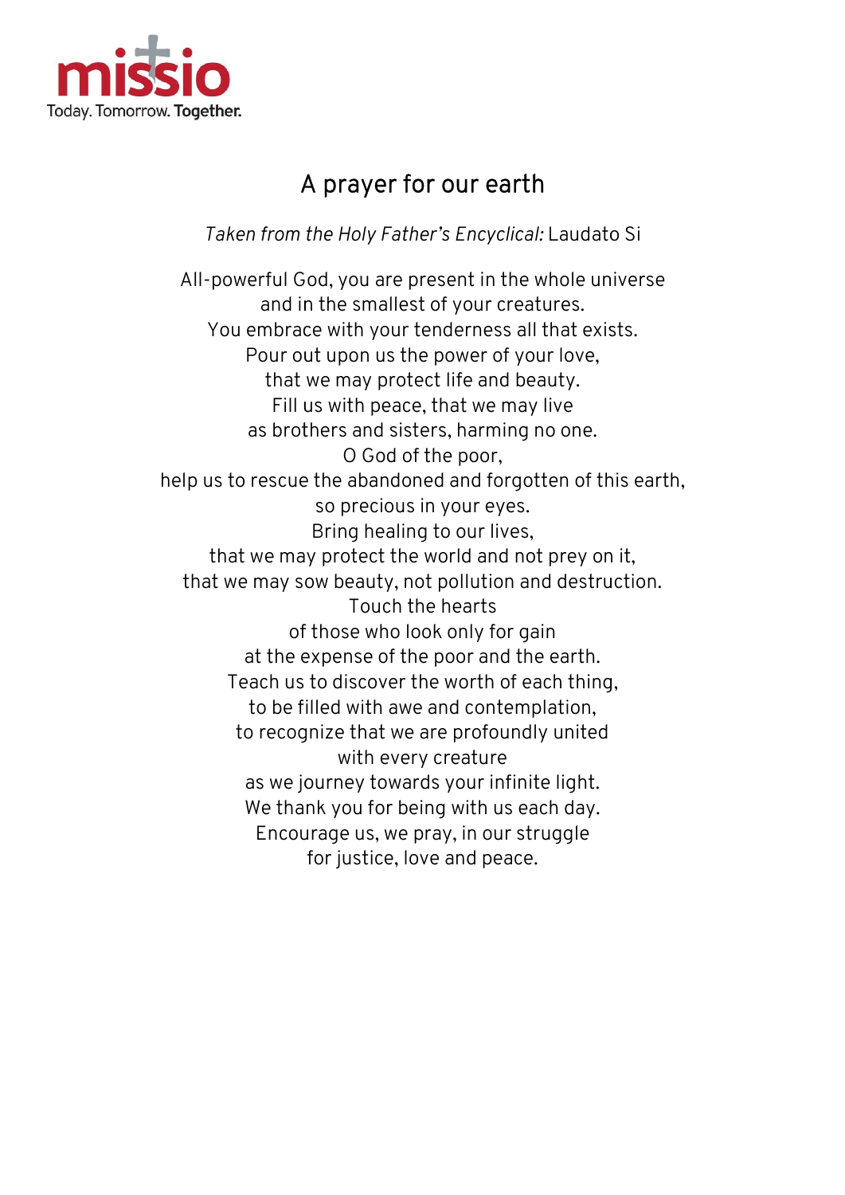missio

Today. Tomorrow. **Together.**

# A prayer for our earth

*Taken from the Holy Father's Encyclical:* Laudato Si

All-powerful God, you are present in the whole universe
and in the smallest of your creatures.
You embrace with your tenderness all that exists.
Pour out upon us the power of your love,
that we may protect life and beauty.
Fill us with peace, that we may live
as brothers and sisters, harming no one.
O God of the poor,
help us to rescue the abandoned and forgotten of this earth,
so precious in your eyes.
Bring healing to our lives,
that we may protect the world and not prey on it,
that we may sow beauty, not pollution and destruction.
Touch the hearts
of those who look only for gain
at the expense of the poor and the earth.
Teach us to discover the worth of each thing,
to be filled with awe and contemplation,
to recognize that we are profoundly united
with every creature
as we journey towards your infinite light.
We thank you for being with us each day.
Encourage us, we pray, in our struggle
for justice, love and peace.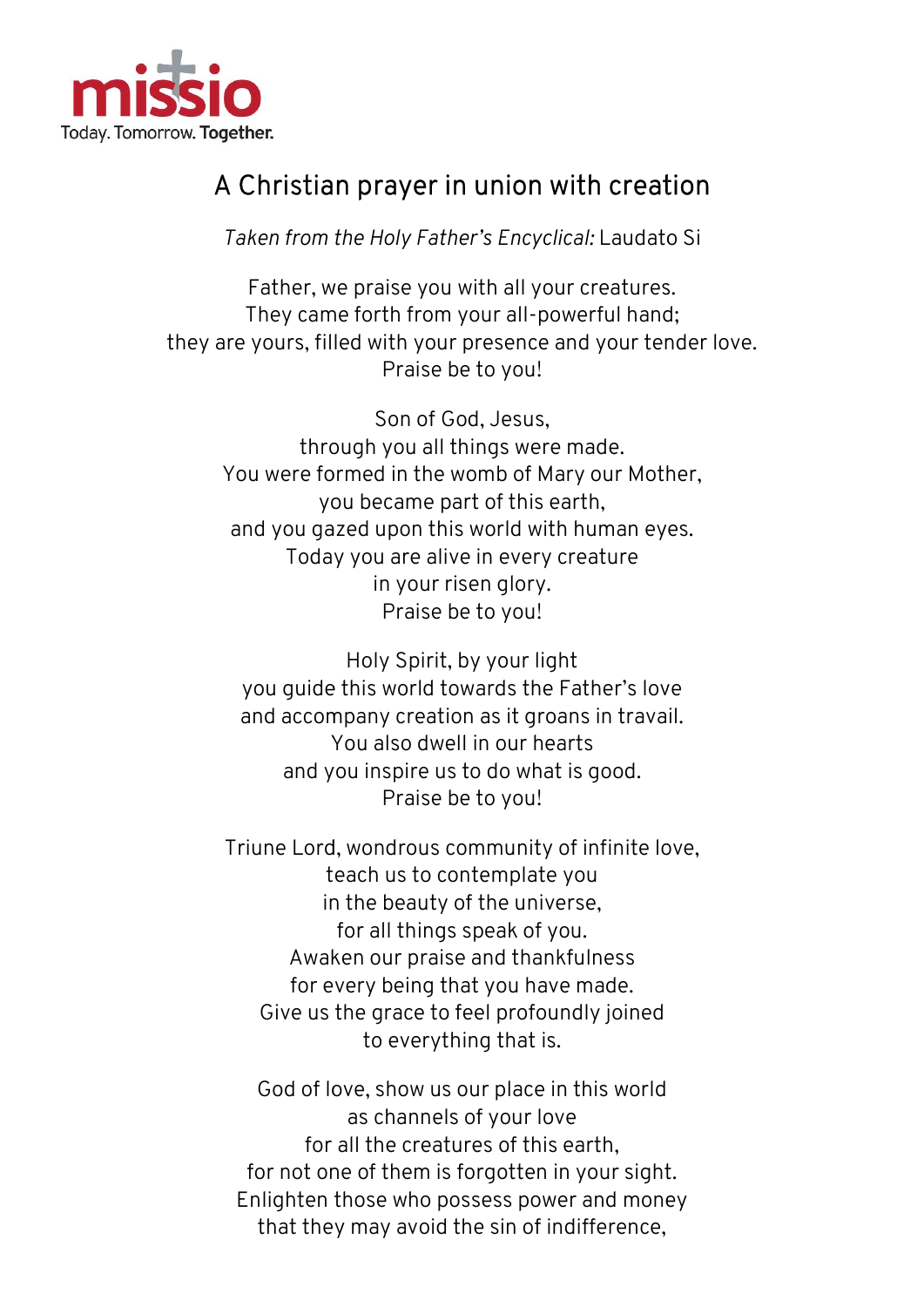# A Christian prayer in union with creation

*Taken from the Holy Father's Encyclical:* Laudato Si

Father, we praise you with all your creatures.
They came forth from your all-powerful hand;
they are yours, filled with your presence and your tender love.
Praise be to you!

Son of God, Jesus,
through you all things were made.
You were formed in the womb of Mary our Mother,
you became part of this earth,
and you gazed upon this world with human eyes.
Today you are alive in every creature
in your risen glory.
Praise be to you!

Holy Spirit, by your light
you guide this world towards the Father's love
and accompany creation as it groans in travail.
You also dwell in our hearts
and you inspire us to do what is good.
Praise be to you!

Triune Lord, wondrous community of infinite love,
teach us to contemplate you
in the beauty of the universe,
for all things speak of you.
Awaken our praise and thankfulness
for every being that you have made.
Give us the grace to feel profoundly joined
to everything that is.

God of love, show us our place in this world
as channels of your love
for all the creatures of this earth,
for not one of them is forgotten in your sight.
Enlighten those who possess power and money
that they may avoid the sin of indifference,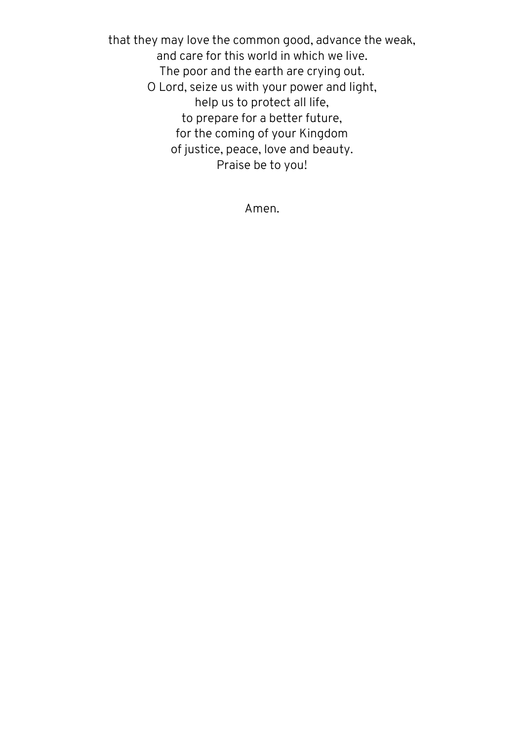that they may love the common good, advance the weak,  
and care for this world in which we live.  
The poor and the earth are crying out.  
O Lord, seize us with your power and light,  
help us to protect all life,  
to prepare for a better future,  
for the coming of your Kingdom  
of justice, peace, love and beauty.  
Praise be to you!

Amen.